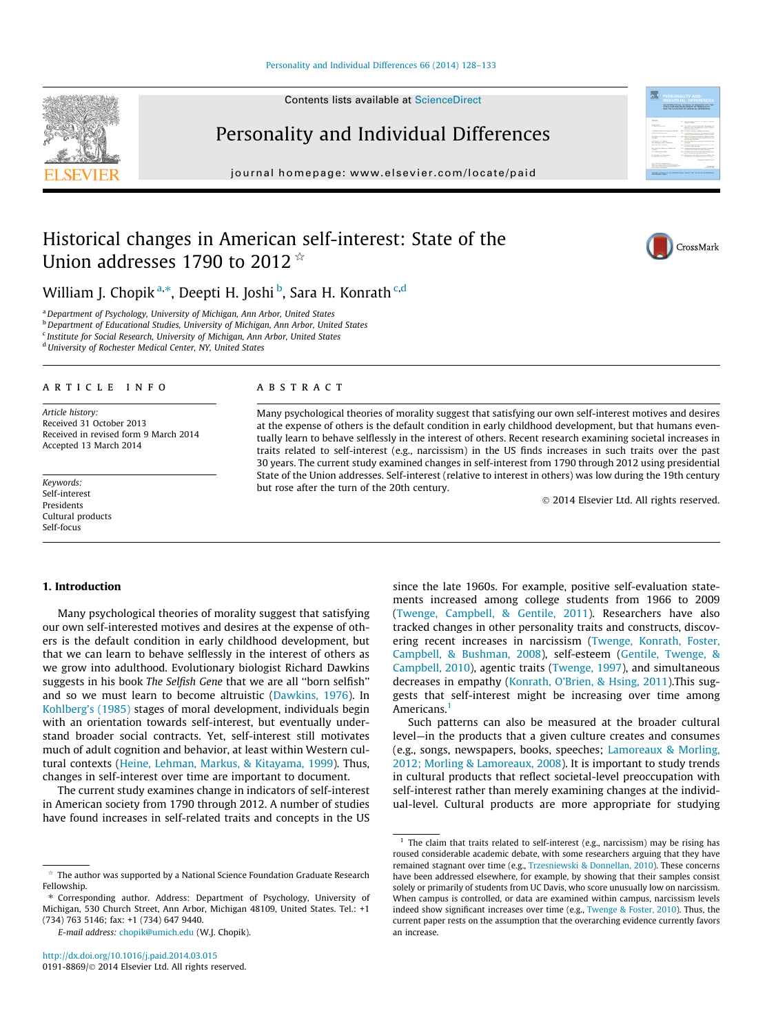# Historical changes in American self-interest: State of the Union addresses 1790 to 2012 ☆

William J. Chopik[a,*], Deepti H. Joshi[b], Sara H. Konrath[c,d]

[a] Department of Psychology, University of Michigan, Ann Arbor, United States
[b] Department of Educational Studies, University of Michigan, Ann Arbor, United States
[c] Institute for Social Research, University of Michigan, Ann Arbor, United States
[d] University of Rochester Medical Center, NY, United States

## ARTICLE INFO

*Article history:*
Received 31 October 2013
Received in revised form 9 March 2014
Accepted 13 March 2014

*Keywords:*
Self-interest
Presidents
Cultural products
Self-focus

## ABSTRACT

Many psychological theories of morality suggest that satisfying our own self-interest motives and desires at the expense of others is the default condition in early childhood development, but that humans eventually learn to behave selflessly in the interest of others. Recent research examining societal increases in traits related to self-interest (e.g., narcissism) in the US finds increases in such traits over the past 30 years. The current study examined changes in self-interest from 1790 through 2012 using presidential State of the Union addresses. Self-interest (relative to interest in others) was low during the 19th century but rose after the turn of the 20th century.

© 2014 Elsevier Ltd. All rights reserved.

## 1. Introduction

Many psychological theories of morality suggest that satisfying our own self-interested motives and desires at the expense of others is the default condition in early childhood development, but that we can learn to behave selflessly in the interest of others as we grow into adulthood. Evolutionary biologist Richard Dawkins suggests in his book *The Selfish Gene* that we are all "born selfish" and so we must learn to become altruistic (Dawkins, 1976). In Kohlberg's (1985) stages of moral development, individuals begin with an orientation towards self-interest, but eventually understand broader social contracts. Yet, self-interest still motivates much of adult cognition and behavior, at least within Western cultural contexts (Heine, Lehman, Markus, & Kitayama, 1999). Thus, changes in self-interest over time are important to document.

The current study examines change in indicators of self-interest in American society from 1790 through 2012. A number of studies have found increases in self-related traits and concepts in the US since the late 1960s. For example, positive self-evaluation statements increased among college students from 1966 to 2009 (Twenge, Campbell, & Gentile, 2011). Researchers have also tracked changes in other personality traits and constructs, discovering recent increases in narcissism (Twenge, Konrath, Foster, Campbell, & Bushman, 2008), self-esteem (Gentile, Twenge, & Campbell, 2010), agentic traits (Twenge, 1997), and simultaneous decreases in empathy (Konrath, O'Brien, & Hsing, 2011).This suggests that self-interest might be increasing over time among Americans.[1]

Such patterns can also be measured at the broader cultural level—in the products that a given culture creates and consumes (e.g., songs, newspapers, books, speeches; Lamoreaux & Morling, 2012; Morling & Lamoreaux, 2008). It is important to study trends in cultural products that reflect societal-level preoccupation with self-interest rather than merely examining changes at the individual-level. Cultural products are more appropriate for studying

---

☆ The author was supported by a National Science Foundation Graduate Research Fellowship.

\* Corresponding author. Address: Department of Psychology, University of Michigan, 530 Church Street, Ann Arbor, Michigan 48109, United States. Tel.: +1 (734) 763 5146; fax: +1 (734) 647 9440.

*E-mail address:* chopik@umich.edu (W.J. Chopik).

[1] The claim that traits related to self-interest (e.g., narcissism) may be rising has roused considerable academic debate, with some researchers arguing that they have remained stagnant over time (e.g., Trzesniewski & Donnellan, 2010). These concerns have been addressed elsewhere, for example, by showing that their samples consist solely or primarily of students from UC Davis, who score unusually low on narcissism. When campus is controlled, or data are examined within campus, narcissism levels indeed show significant increases over time (e.g., Twenge & Foster, 2010). Thus, the current paper rests on the assumption that the overarching evidence currently favors an increase.

http://dx.doi.org/10.1016/j.paid.2014.03.015
0191-8869/© 2014 Elsevier Ltd. All rights reserved.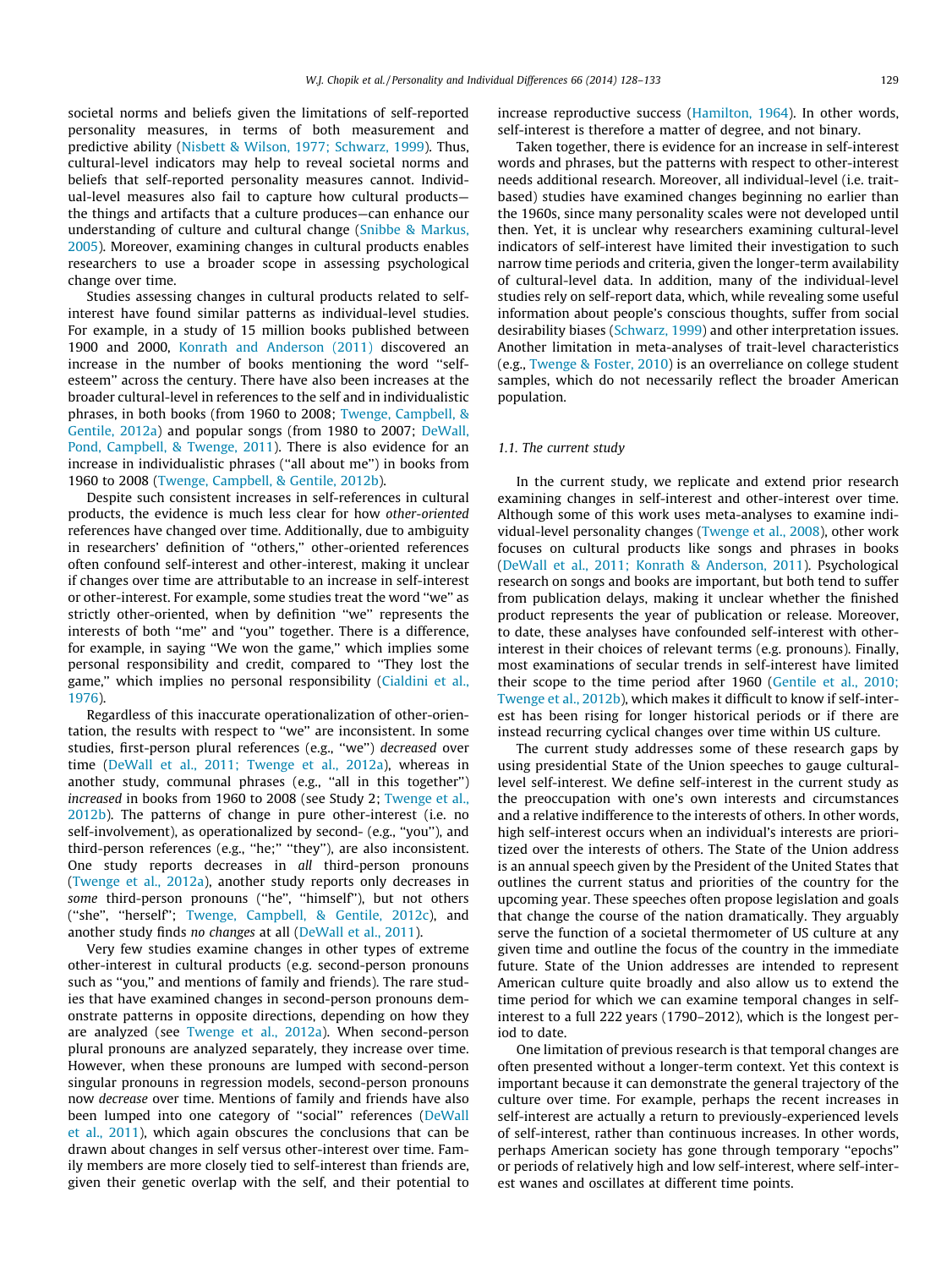societal norms and beliefs given the limitations of self-reported personality measures, in terms of both measurement and predictive ability (Nisbett & Wilson, 1977; Schwarz, 1999). Thus, cultural-level indicators may help to reveal societal norms and beliefs that self-reported personality measures cannot. Individual-level measures also fail to capture how cultural products—the things and artifacts that a culture produces—can enhance our understanding of culture and cultural change (Snibbe & Markus, 2005). Moreover, examining changes in cultural products enables researchers to use a broader scope in assessing psychological change over time.

Studies assessing changes in cultural products related to self-interest have found similar patterns as individual-level studies. For example, in a study of 15 million books published between 1900 and 2000, Konrath and Anderson (2011) discovered an increase in the number of books mentioning the word "self-esteem" across the century. There have also been increases at the broader cultural-level in references to the self and in individualistic phrases, in both books (from 1960 to 2008; Twenge, Campbell, & Gentile, 2012a) and popular songs (from 1980 to 2007; DeWall, Pond, Campbell, & Twenge, 2011). There is also evidence for an increase in individualistic phrases ("all about me") in books from 1960 to 2008 (Twenge, Campbell, & Gentile, 2012b).

Despite such consistent increases in self-references in cultural products, the evidence is much less clear for how *other-oriented* references have changed over time. Additionally, due to ambiguity in researchers' definition of "others," other-oriented references often confound self-interest and other-interest, making it unclear if changes over time are attributable to an increase in self-interest or other-interest. For example, some studies treat the word "we" as strictly other-oriented, when by definition "we" represents the interests of both "me" and "you" together. There is a difference, for example, in saying "We won the game," which implies some personal responsibility and credit, compared to "They lost the game," which implies no personal responsibility (Cialdini et al., 1976).

Regardless of this inaccurate operationalization of other-orientation, the results with respect to "we" are inconsistent. In some studies, first-person plural references (e.g., "we") *decreased* over time (DeWall et al., 2011; Twenge et al., 2012a), whereas in another study, communal phrases (e.g., "all in this together") *increased* in books from 1960 to 2008 (see Study 2; Twenge et al., 2012b). The patterns of change in pure other-interest (i.e. no self-involvement), as operationalized by second- (e.g., "you"), and third-person references (e.g., "he;" "they"), are also inconsistent. One study reports decreases in *all* third-person pronouns (Twenge et al., 2012a), another study reports only decreases in *some* third-person pronouns ("he", "himself"), but not others ("she", "herself"; Twenge, Campbell, & Gentile, 2012c), and another study finds *no changes* at all (DeWall et al., 2011).

Very few studies examine changes in other types of extreme other-interest in cultural products (e.g. second-person pronouns such as "you," and mentions of family and friends). The rare studies that have examined changes in second-person pronouns demonstrate patterns in opposite directions, depending on how they are analyzed (see Twenge et al., 2012a). When second-person plural pronouns are analyzed separately, they increase over time. However, when these pronouns are lumped with second-person singular pronouns in regression models, second-person pronouns now *decrease* over time. Mentions of family and friends have also been lumped into one category of "social" references (DeWall et al., 2011), which again obscures the conclusions that can be drawn about changes in self versus other-interest over time. Family members are more closely tied to self-interest than friends are, given their genetic overlap with the self, and their potential to increase reproductive success (Hamilton, 1964). In other words, self-interest is therefore a matter of degree, and not binary.

Taken together, there is evidence for an increase in self-interest words and phrases, but the patterns with respect to other-interest needs additional research. Moreover, all individual-level (i.e. trait-based) studies have examined changes beginning no earlier than the 1960s, since many personality scales were not developed until then. Yet, it is unclear why researchers examining cultural-level indicators of self-interest have limited their investigation to such narrow time periods and criteria, given the longer-term availability of cultural-level data. In addition, many of the individual-level studies rely on self-report data, which, while revealing some useful information about people's conscious thoughts, suffer from social desirability biases (Schwarz, 1999) and other interpretation issues. Another limitation in meta-analyses of trait-level characteristics (e.g., Twenge & Foster, 2010) is an overreliance on college student samples, which do not necessarily reflect the broader American population.

### 1.1. The current study

In the current study, we replicate and extend prior research examining changes in self-interest and other-interest over time. Although some of this work uses meta-analyses to examine individual-level personality changes (Twenge et al., 2008), other work focuses on cultural products like songs and phrases in books (DeWall et al., 2011; Konrath & Anderson, 2011). Psychological research on songs and books are important, but both tend to suffer from publication delays, making it unclear whether the finished product represents the year of publication or release. Moreover, to date, these analyses have confounded self-interest with other-interest in their choices of relevant terms (e.g. pronouns). Finally, most examinations of secular trends in self-interest have limited their scope to the time period after 1960 (Gentile et al., 2010; Twenge et al., 2012b), which makes it difficult to know if self-interest has been rising for longer historical periods or if there are instead recurring cyclical changes over time within US culture.

The current study addresses some of these research gaps by using presidential State of the Union speeches to gauge cultural-level self-interest. We define self-interest in the current study as the preoccupation with one's own interests and circumstances and a relative indifference to the interests of others. In other words, high self-interest occurs when an individual's interests are prioritized over the interests of others. The State of the Union address is an annual speech given by the President of the United States that outlines the current status and priorities of the country for the upcoming year. These speeches often propose legislation and goals that change the course of the nation dramatically. They arguably serve the function of a societal thermometer of US culture at any given time and outline the focus of the country in the immediate future. State of the Union addresses are intended to represent American culture quite broadly and also allow us to extend the time period for which we can examine temporal changes in self-interest to a full 222 years (1790–2012), which is the longest period to date.

One limitation of previous research is that temporal changes are often presented without a longer-term context. Yet this context is important because it can demonstrate the general trajectory of the culture over time. For example, perhaps the recent increases in self-interest are actually a return to previously-experienced levels of self-interest, rather than continuous increases. In other words, perhaps American society has gone through temporary "epochs" or periods of relatively high and low self-interest, where self-interest wanes and oscillates at different time points.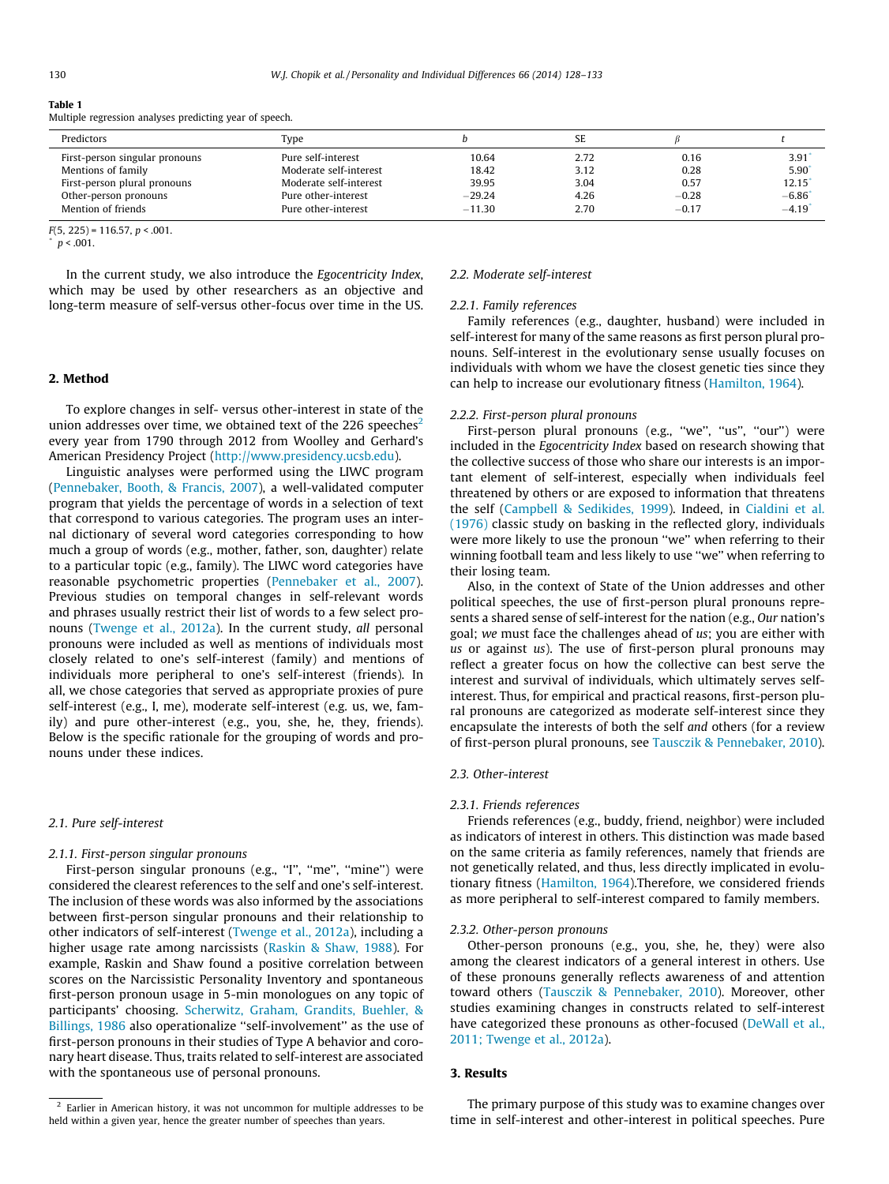**Table 1**
Multiple regression analyses predicting year of speech.

| Predictors | Type | *b* | SE | *β* | *t* |
|---|---|---|---|---|---|
| First-person singular pronouns | Pure self-interest | 10.64 | 2.72 | 0.16 | 3.91* |
| Mentions of family | Moderate self-interest | 18.42 | 3.12 | 0.28 | 5.90* |
| First-person plural pronouns | Moderate self-interest | 39.95 | 3.04 | 0.57 | 12.15* |
| Other-person pronouns | Pure other-interest | −29.24 | 4.26 | −0.28 | −6.86* |
| Mention of friends | Pure other-interest | −11.30 | 2.70 | −0.17 | −4.19* |

$F(5, 225) = 116.57$, $p < .001$.
* $p < .001$.

In the current study, we also introduce the *Egocentricity Index*, which may be used by other researchers as an objective and long-term measure of self-versus other-focus over time in the US.

## 2. Method

To explore changes in self- versus other-interest in state of the union addresses over time, we obtained text of the 226 speeches[2] every year from 1790 through 2012 from Woolley and Gerhard's American Presidency Project (http://www.presidency.ucsb.edu).

Linguistic analyses were performed using the LIWC program (Pennebaker, Booth, & Francis, 2007), a well-validated computer program that yields the percentage of words in a selection of text that correspond to various categories. The program uses an internal dictionary of several word categories corresponding to how much a group of words (e.g., mother, father, son, daughter) relate to a particular topic (e.g., family). The LIWC word categories have reasonable psychometric properties (Pennebaker et al., 2007). Previous studies on temporal changes in self-relevant words and phrases usually restrict their list of words to a few select pronouns (Twenge et al., 2012a). In the current study, *all* personal pronouns were included as well as mentions of individuals most closely related to one's self-interest (family) and mentions of individuals more peripheral to one's self-interest (friends). In all, we chose categories that served as appropriate proxies of pure self-interest (e.g., I, me), moderate self-interest (e.g. us, we, family) and pure other-interest (e.g., you, she, he, they, friends). Below is the specific rationale for the grouping of words and pronouns under these indices.

### 2.1. Pure self-interest

#### 2.1.1. First-person singular pronouns

First-person singular pronouns (e.g., "I", "me", "mine") were considered the clearest references to the self and one's self-interest. The inclusion of these words was also informed by the associations between first-person singular pronouns and their relationship to other indicators of self-interest (Twenge et al., 2012a), including a higher usage rate among narcissists (Raskin & Shaw, 1988). For example, Raskin and Shaw found a positive correlation between scores on the Narcissistic Personality Inventory and spontaneous first-person pronoun usage in 5-min monologues on any topic of participants' choosing. Scherwitz, Graham, Grandits, Buehler, & Billings, 1986 also operationalize "self-involvement" as the use of first-person pronouns in their studies of Type A behavior and coronary heart disease. Thus, traits related to self-interest are associated with the spontaneous use of personal pronouns.

### 2.2. Moderate self-interest

#### 2.2.1. Family references

Family references (e.g., daughter, husband) were included in self-interest for many of the same reasons as first person plural pronouns. Self-interest in the evolutionary sense usually focuses on individuals with whom we have the closest genetic ties since they can help to increase our evolutionary fitness (Hamilton, 1964).

#### 2.2.2. First-person plural pronouns

First-person plural pronouns (e.g., "we", "us", "our") were included in the *Egocentricity Index* based on research showing that the collective success of those who share our interests is an important element of self-interest, especially when individuals feel threatened by others or are exposed to information that threatens the self (Campbell & Sedikides, 1999). Indeed, in Cialdini et al. (1976) classic study on basking in the reflected glory, individuals were more likely to use the pronoun "we" when referring to their winning football team and less likely to use "we" when referring to their losing team.

Also, in the context of State of the Union addresses and other political speeches, the use of first-person plural pronouns represents a shared sense of self-interest for the nation (e.g., *Our* nation's goal; *we* must face the challenges ahead of *us*; you are either with *us* or against *us*). The use of first-person plural pronouns may reflect a greater focus on how the collective can best serve the interest and survival of individuals, which ultimately serves self-interest. Thus, for empirical and practical reasons, first-person plural pronouns are categorized as moderate self-interest since they encapsulate the interests of both the self *and* others (for a review of first-person plural pronouns, see Tausczik & Pennebaker, 2010).

### 2.3. Other-interest

#### 2.3.1. Friends references

Friends references (e.g., buddy, friend, neighbor) were included as indicators of interest in others. This distinction was made based on the same criteria as family references, namely that friends are not genetically related, and thus, less directly implicated in evolutionary fitness (Hamilton, 1964).Therefore, we considered friends as more peripheral to self-interest compared to family members.

#### 2.3.2. Other-person pronouns

Other-person pronouns (e.g., you, she, he, they) were also among the clearest indicators of a general interest in others. Use of these pronouns generally reflects awareness of and attention toward others (Tausczik & Pennebaker, 2010). Moreover, other studies examining changes in constructs related to self-interest have categorized these pronouns as other-focused (DeWall et al., 2011; Twenge et al., 2012a).

## 3. Results

The primary purpose of this study was to examine changes over time in self-interest and other-interest in political speeches. Pure

[2] Earlier in American history, it was not uncommon for multiple addresses to be held within a given year, hence the greater number of speeches than years.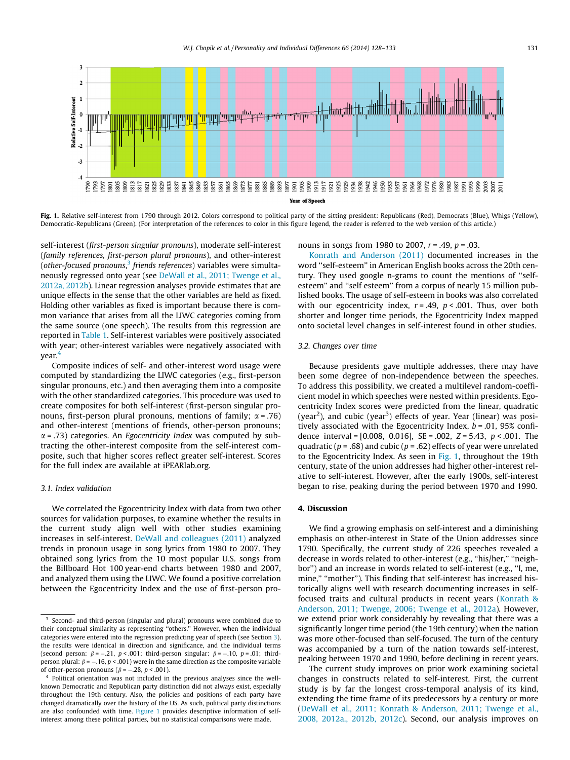Fig. 1. Relative self-interest from 1790 through 2012. Colors correspond to political party of the sitting president: Republicans (Red), Democrats (Blue), Whigs (Yellow), Democratic-Republicans (Green). (For interpretation of the references to color in this figure legend, the reader is referred to the web version of this article.)

self-interest (*first-person singular pronouns*), moderate self-interest (*family references, first-person plural pronouns*), and other-interest (*other-focused pronouns*,[3] *friends references*) variables were simultaneously regressed onto year (see DeWall et al., 2011; Twenge et al., 2012a, 2012b). Linear regression analyses provide estimates that are unique effects in the sense that the other variables are held as fixed. Holding other variables as fixed is important because there is common variance that arises from all the LIWC categories coming from the same source (one speech). The results from this regression are reported in Table 1. Self-interest variables were positively associated with year; other-interest variables were negatively associated with year.[4]

Composite indices of self- and other-interest word usage were computed by standardizing the LIWC categories (e.g., first-person singular pronouns, etc.) and then averaging them into a composite with the other standardized categories. This procedure was used to create composites for both self-interest (first-person singular pronouns, first-person plural pronouns, mentions of family; $\alpha = .76$) and other-interest (mentions of friends, other-person pronouns; $\alpha = .73$) categories. An *Egocentricity Index* was computed by subtracting the other-interest composite from the self-interest composite, such that higher scores reflect greater self-interest. Scores for the full index are available at iPEARlab.org.

### 3.1. Index validation

We correlated the Egocentricity Index with data from two other sources for validation purposes, to examine whether the results in the current study align well with other studies examining increases in self-interest. DeWall and colleagues (2011) analyzed trends in pronoun usage in song lyrics from 1980 to 2007. They obtained song lyrics from the 10 most popular U.S. songs from the Billboard Hot 100 year-end charts between 1980 and 2007, and analyzed them using the LIWC. We found a positive correlation between the Egocentricity Index and the use of first-person pronouns in songs from 1980 to 2007, $r = .49$, $p = .03$.

Konrath and Anderson (2011) documented increases in the word "self-esteem" in American English books across the 20th century. They used google n-grams to count the mentions of "self-esteem" and "self esteem" from a corpus of nearly 15 million published books. The usage of self-esteem in books was also correlated with our egocentricity index, $r = .49$, $p < .001$. Thus, over both shorter and longer time periods, the Egocentricity Index mapped onto societal level changes in self-interest found in other studies.

### 3.2. Changes over time

Because presidents gave multiple addresses, there may have been some degree of non-independence between the speeches. To address this possibility, we created a multilevel random-coefficient model in which speeches were nested within presidents. Egocentricity Index scores were predicted from the linear, quadratic (year$^2$), and cubic (year$^3$) effects of year. Year (linear) was positively associated with the Egocentricity Index, $b = .01$, 95% confidence interval = [0.008, 0.016], SE = .002, $Z = 5.43$, $p < .001$. The quadratic ($p = .68$) and cubic ($p = .62$) effects of year were unrelated to the Egocentricity Index. As seen in Fig. 1, throughout the 19th century, state of the union addresses had higher other-interest relative to self-interest. However, after the early 1900s, self-interest began to rise, peaking during the period between 1970 and 1990.

## 4. Discussion

We find a growing emphasis on self-interest and a diminishing emphasis on other-interest in State of the Union addresses since 1790. Specifically, the current study of 226 speeches revealed a decrease in words related to other-interest (e.g., "his/her," "neighbor") and an increase in words related to self-interest (e.g., "I, me, mine," "mother"). This finding that self-interest has increased historically aligns well with research documenting increases in self-focused traits and cultural products in recent years (Konrath & Anderson, 2011; Twenge, 2006; Twenge et al., 2012a). However, we extend prior work considerably by revealing that there was a significantly longer time period (the 19th century) when the nation was more other-focused than self-focused. The turn of the century was accompanied by a turn of the nation towards self-interest, peaking between 1970 and 1990, before declining in recent years.

The current study improves on prior work examining societal changes in constructs related to self-interest. First, the current study is by far the longest cross-temporal analysis of its kind, extending the time frame of its predecessors by a century or more (DeWall et al., 2011; Konrath & Anderson, 2011; Twenge et al., 2008, 2012a., 2012b, 2012c). Second, our analysis improves on

[3] Second- and third-person (singular and plural) pronouns were combined due to their conceptual similarity as representing "others." However, when the individual categories were entered into the regression predicting year of speech (see Section 3), the results were identical in direction and significance, and the individual terms (second person: $\beta = -.21$, $p < .001$; third-person singular: $\beta = -.10$, $p = .01$; third-person plural: $\beta = -.16$, $p < .001$) were in the same direction as the composite variable of other-person pronouns ($\beta = -.28$, $p < .001$).

[4] Political orientation was not included in the previous analyses since the well-known Democratic and Republican party distinction did not always exist, especially throughout the 19th century. Also, the policies and positions of each party have changed dramatically over the history of the US. As such, political party distinctions are also confounded with time. Figure 1 provides descriptive information of self-interest among these political parties, but no statistical comparisons were made.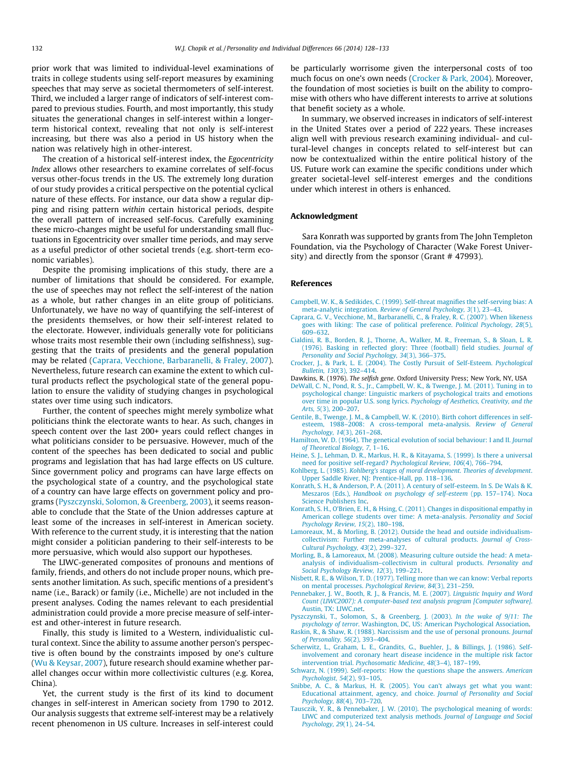prior work that was limited to individual-level examinations of traits in college students using self-report measures by examining speeches that may serve as societal thermometers of self-interest. Third, we included a larger range of indicators of self-interest compared to previous studies. Fourth, and most importantly, this study situates the generational changes in self-interest within a longer-term historical context, revealing that not only is self-interest increasing, but there was also a period in US history when the nation was relatively high in other-interest.

The creation of a historical self-interest index, the *Egocentricity Index* allows other researchers to examine correlates of self-focus versus other-focus trends in the US. The extremely long duration of our study provides a critical perspective on the potential cyclical nature of these effects. For instance, our data show a regular dipping and rising pattern *within* certain historical periods, despite the overall pattern of increased self-focus. Carefully examining these micro-changes might be useful for understanding small fluctuations in Egocentricity over smaller time periods, and may serve as a useful predictor of other societal trends (e.g. short-term economic variables).

Despite the promising implications of this study, there are a number of limitations that should be considered. For example, the use of speeches may not reflect the self-interest of the nation as a whole, but rather changes in an elite group of politicians. Unfortunately, we have no way of quantifying the self-interest of the presidents themselves, or how their self-interest related to the electorate. However, individuals generally vote for politicians whose traits most resemble their own (including selfishness), suggesting that the traits of presidents and the general population may be related (Caprara, Vecchione, Barbaranelli, & Fraley, 2007). Nevertheless, future research can examine the extent to which cultural products reflect the psychological state of the general population to ensure the validity of studying changes in psychological states over time using such indicators.

Further, the content of speeches might merely symbolize what politicians think the electorate wants to hear. As such, changes in speech content over the last 200+ years could reflect changes in what politicians consider to be persuasive. However, much of the content of the speeches has been dedicated to social and public programs and legislation that has had large effects on US culture. Since government policy and programs can have large effects on the psychological state of a country, and the psychological state of a country can have large effects on government policy and programs (Pyszczynski, Solomon, & Greenberg, 2003), it seems reasonable to conclude that the State of the Union addresses capture at least some of the increases in self-interest in American society. With reference to the current study, it is interesting that the nation might consider a politician pandering to their self-interests to be more persuasive, which would also support our hypotheses.

The LIWC-generated composites of pronouns and mentions of family, friends, and others do not include proper nouns, which presents another limitation. As such, specific mentions of a president's name (i.e., Barack) or family (i.e., Michelle) are not included in the present analyses. Coding the names relevant to each presidential administration could provide a more precise measure of self-interest and other-interest in future research.

Finally, this study is limited to a Western, individualistic cultural context. Since the ability to assume another person's perspective is often bound by the constraints imposed by one's culture (Wu & Keysar, 2007), future research should examine whether parallel changes occur within more collectivistic cultures (e.g. Korea, China).

Yet, the current study is the first of its kind to document changes in self-interest in American society from 1790 to 2012. Our analysis suggests that extreme self-interest may be a relatively recent phenomenon in US culture. Increases in self-interest could be particularly worrisome given the interpersonal costs of too much focus on one's own needs (Crocker & Park, 2004). Moreover, the foundation of most societies is built on the ability to compromise with others who have different interests to arrive at solutions that benefit society as a whole.

In summary, we observed increases in indicators of self-interest in the United States over a period of 222 years. These increases align well with previous research examining individual- and cultural-level changes in concepts related to self-interest but can now be contextualized within the entire political history of the US. Future work can examine the specific conditions under which greater societal-level self-interest emerges and the conditions under which interest in others is enhanced.

## Acknowledgment

Sara Konrath was supported by grants from The John Templeton Foundation, via the Psychology of Character (Wake Forest University) and directly from the sponsor (Grant # 47993).

## References

Campbell, W. K., & Sedikides, C. (1999). Self-threat magnifies the self-serving bias: A meta-analytic integration. *Review of General Psychology, 3*(1), 23–43.

Caprara, G. V., Vecchione, M., Barbaranelli, C., & Fraley, R. C. (2007). When likeness goes with liking: The case of political preference. *Political Psychology, 28*(5), 609–632.

Cialdini, R. B., Borden, R. J., Thorne, A., Walker, M. R., Freeman, S., & Sloan, L. R. (1976). Basking in reflected glory: Three (football) field studies. *Journal of Personality and Social Psychology, 34*(3), 366–375.

Crocker, J., & Park, L. E. (2004). The Costly Pursuit of Self-Esteem. *Psychological Bulletin, 130*(3), 392–414.

Dawkins, R. (1976). *The selfish gene*. Oxford University Press; New York, NY, USA

DeWall, C. N., Pond, R. S., Jr., Campbell, W. K., & Twenge, J. M. (2011). Tuning in to psychological change: Linguistic markers of psychological traits and emotions over time in popular U.S. song lyrics. *Psychology of Aesthetics, Creativity, and the Arts, 5*(3), 200–207.

Gentile, B., Twenge, J. M., & Campbell, W. K. (2010). Birth cohort differences in self-esteem, 1988–2008: A cross-temporal meta-analysis. *Review of General Psychology, 14*(3), 261–268.

Hamilton, W. D. (1964). The genetical evolution of social behaviour: I and II. *Journal of Theoretical Biology, 7*, 1–16.

Heine, S. J., Lehman, D. R., Markus, H. R., & Kitayama, S. (1999). Is there a universal need for positive self-regard? *Psychological Review, 106*(4), 766–794.

Kohlberg, L. (1985). *Kohlberg's stages of moral development. Theories of development*. Upper Saddle River, NJ: Prentice-Hall, pp. 118–136.

Konrath, S. H., & Anderson, P. A. (2011). A century of self-esteem. In S. De Wals & K. Meszaros (Eds.), *Handbook on psychology of self-esteem* (pp. 157–174). Noca Science Publishers Inc.

Konrath, S. H., O'Brien, E. H., & Hsing, C. (2011). Changes in dispositional empathy in American college students over time: A meta-analysis. *Personality and Social Psychology Review, 15*(2), 180–198.

Lamoreaux, M., & Morling, B. (2012). Outside the head and outside individualism-collectivism: Further meta-analyses of cultural products. *Journal of Cross-Cultural Psychology, 43*(2), 299–327.

Morling, B., & Lamoreaux, M. (2008). Measuring culture outside the head: A meta-analysis of individualism–collectivism in cultural products. *Personality and Social Psychology Review, 12*(3), 199–221.

Nisbett, R. E., & Wilson, T. D. (1977). Telling more than we can know: Verbal reports on mental processes. *Psychological Review, 84*(3), 231–259.

Pennebaker, J. W., Booth, R. J., & Francis, M. E. (2007). *Linguistic Inquiry and Word Count (LIWC2007): A computer-based text analysis program [Computer software]*. Austin, TX: LIWC.net.

Pyszczynski, T., Solomon, S., & Greenberg, J. (2003). *In the wake of 9/11: The psychology of terror*. Washington, DC, US: American Psychological Association.

Raskin, R., & Shaw, R. (1988). Narcissism and the use of personal pronouns. *Journal of Personality, 56*(2), 393–404.

Scherwitz, L., Graham, L. E., Grandits, G., Buehler, J., & Billings, J. (1986). Self-involvement and coronary heart disease incidence in the multiple risk factor intervention trial. *Psychosomatic Medicine, 48*(3–4), 187–199.

Schwarz, N. (1999). Self-reports: How the questions shape the answers. *American Psychologist, 54*(2), 93–105.

Snibbe, A. C., & Markus, H. R. (2005). You can't always get what you want: Educational attainment, agency, and choice. *Journal of Personality and Social Psychology, 88*(4), 703–720.

Tausczik, Y. R., & Pennebaker, J. W. (2010). The psychological meaning of words: LIWC and computerized text analysis methods. *Journal of Language and Social Psychology, 29*(1), 24–54.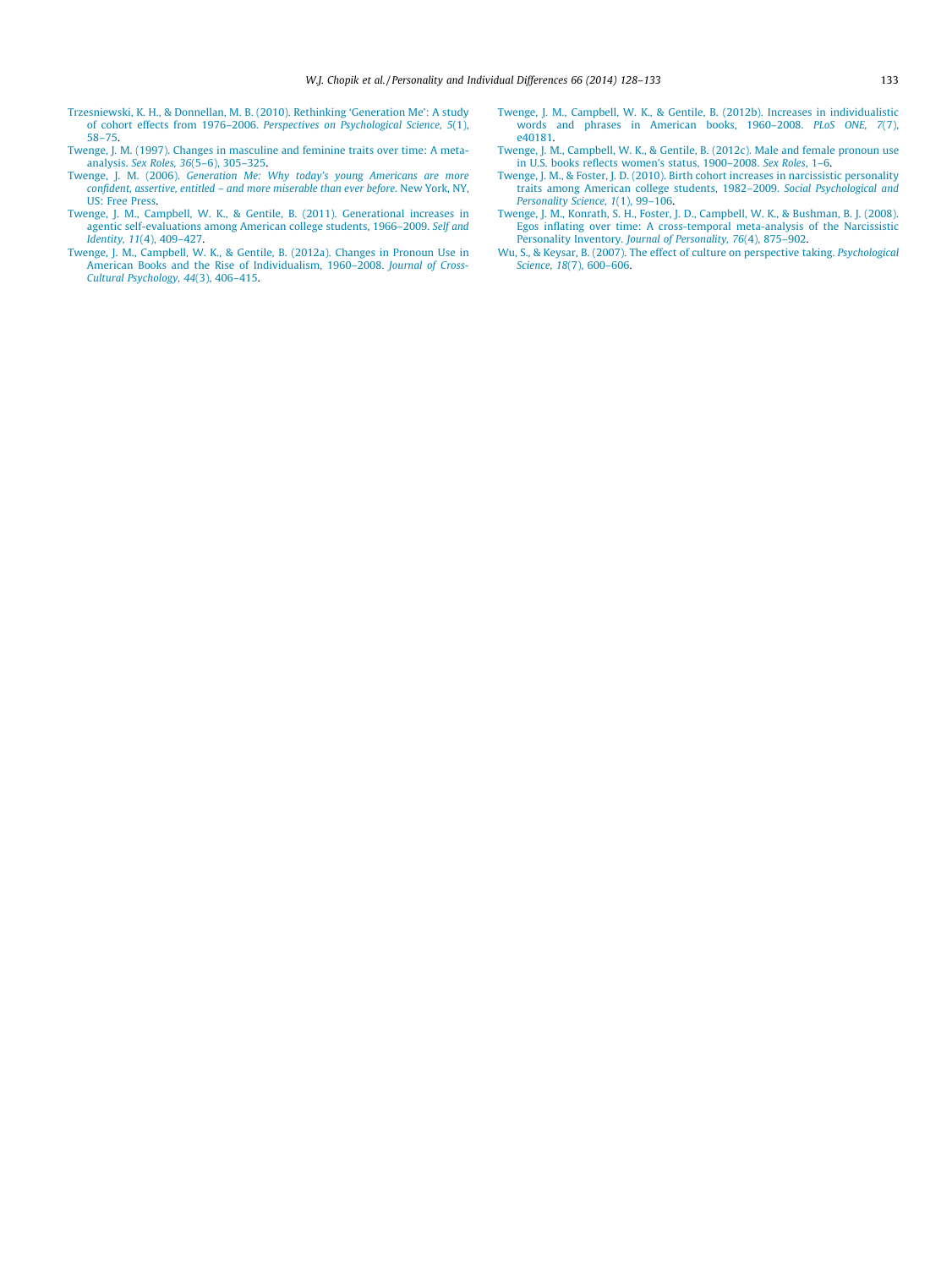Trzesniewski, K. H., & Donnellan, M. B. (2010). Rethinking 'Generation Me': A study of cohort effects from 1976–2006. *Perspectives on Psychological Science, 5*(1), 58–75.

Twenge, J. M. (1997). Changes in masculine and feminine traits over time: A meta-analysis. *Sex Roles, 36*(5–6), 305–325.

Twenge, J. M. (2006). *Generation Me: Why today's young Americans are more confident, assertive, entitled – and more miserable than ever before*. New York, NY, US: Free Press.

Twenge, J. M., Campbell, W. K., & Gentile, B. (2011). Generational increases in agentic self-evaluations among American college students, 1966–2009. *Self and Identity, 11*(4), 409–427.

Twenge, J. M., Campbell, W. K., & Gentile, B. (2012a). Changes in Pronoun Use in American Books and the Rise of Individualism, 1960–2008. *Journal of Cross-Cultural Psychology, 44*(3), 406–415.

Twenge, J. M., Campbell, W. K., & Gentile, B. (2012b). Increases in individualistic words and phrases in American books, 1960–2008. *PLoS ONE, 7*(7), e40181.

Twenge, J. M., Campbell, W. K., & Gentile, B. (2012c). Male and female pronoun use in U.S. books reflects women's status, 1900–2008. *Sex Roles*, 1–6.

Twenge, J. M., & Foster, J. D. (2010). Birth cohort increases in narcissistic personality traits among American college students, 1982–2009. *Social Psychological and Personality Science, 1*(1), 99–106.

Twenge, J. M., Konrath, S. H., Foster, J. D., Campbell, W. K., & Bushman, B. J. (2008). Egos inflating over time: A cross-temporal meta-analysis of the Narcissistic Personality Inventory. *Journal of Personality, 76*(4), 875–902.

Wu, S., & Keysar, B. (2007). The effect of culture on perspective taking. *Psychological Science, 18*(7), 600–606.